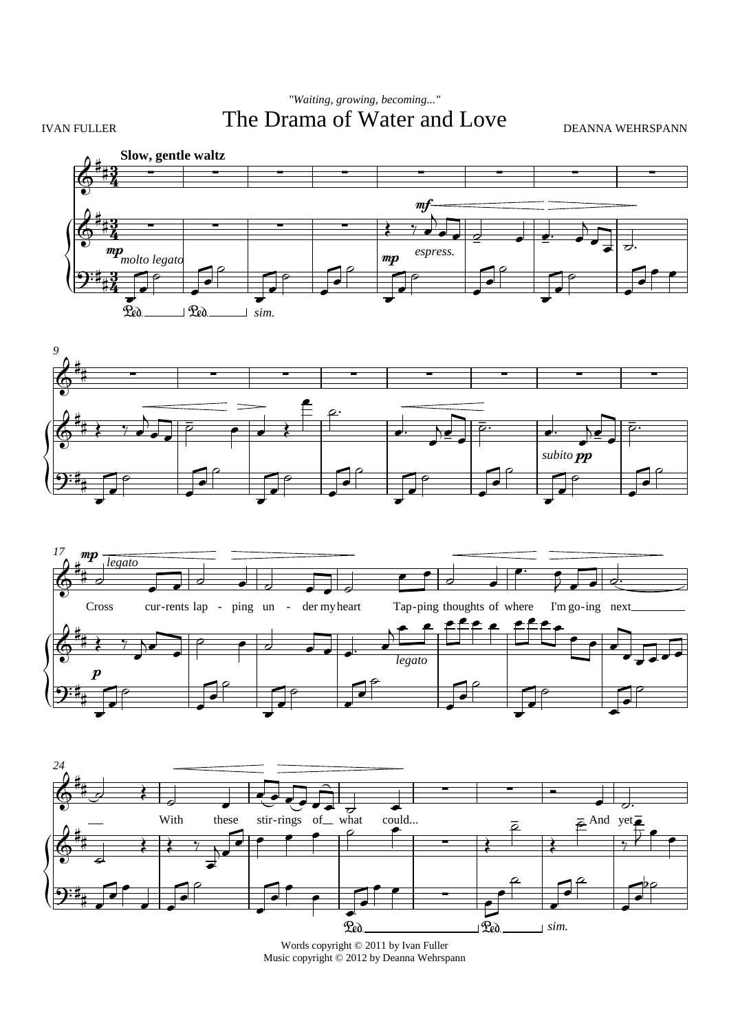*"Waiting, growing, becoming..."*

# The Drama of Water and Love

IVAN FULLER

DEANNA WEHRSPANN

Words copyright © 2011 by Ivan Fuller
Music copyright © 2012 by Deanna Wehrspann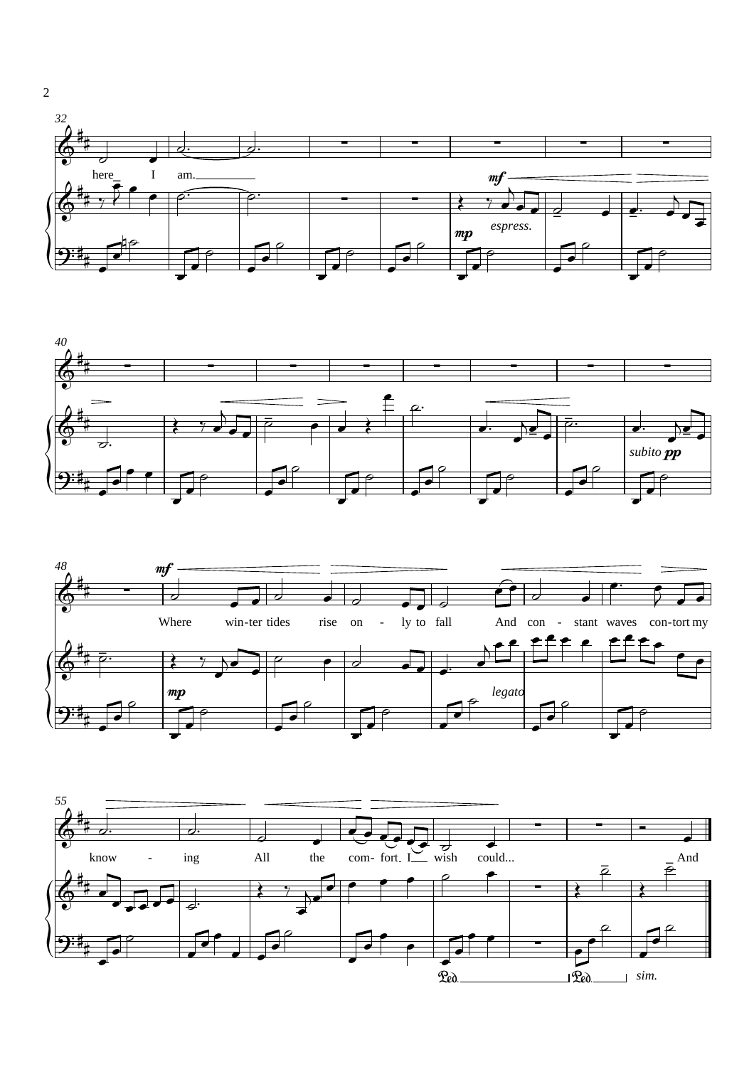32

here I am.

*mf* *espress.* *mp*

40

*subito* ***pp***

48

*mf*

Where win-ter tides rise on - ly to fall And con - stant waves con-tort my

*mp* *legato*

55

know - ing All the com- fort I wish could... And

Ped. Ped. *sim.*